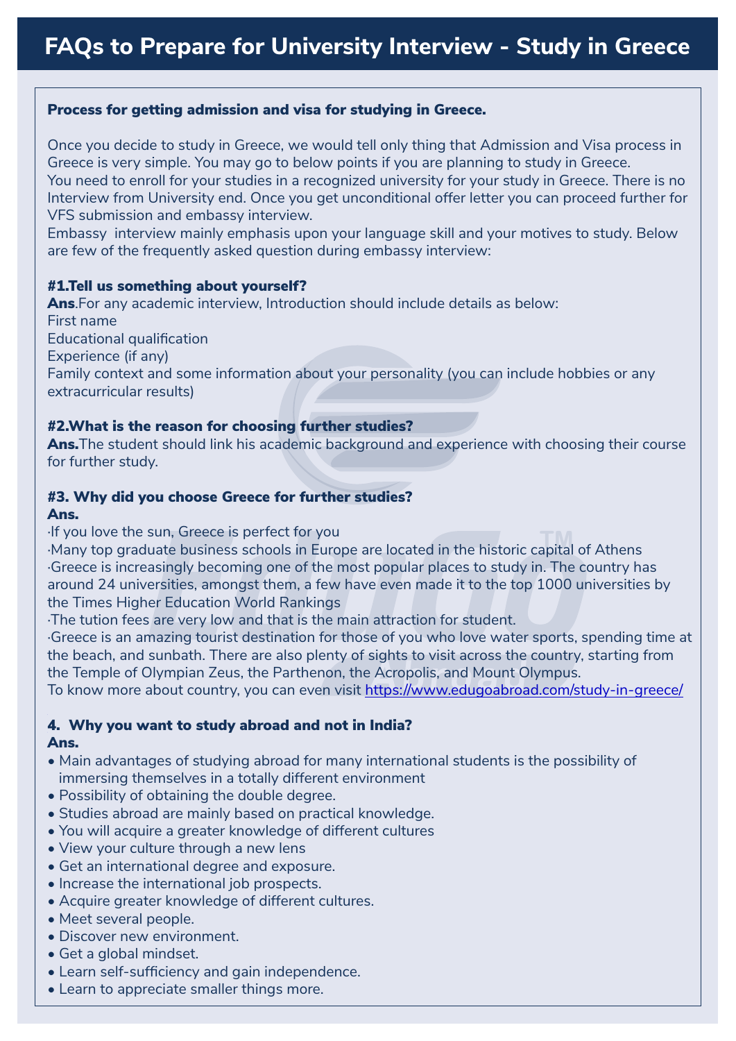# FAQs to Prepare for University Interview - Study in Greece

## Process for getting admission and visa for studying in Greece.

Once you decide to study in Greece, we would tell only thing that Admission and Visa process in Greece is very simple. You may go to below points if you are planning to study in Greece.
You need to enroll for your studies in a recognized university for your study in Greece. There is no Interview from University end. Once you get unconditional offer letter you can proceed further for VFS submission and embassy interview.
Embassy interview mainly emphasis upon your language skill and your motives to study. Below are few of the frequently asked question during embassy interview:

### #1.Tell us something about yourself?

**Ans**.For any academic interview, Introduction should include details as below:
First name
Educational qualification
Experience (if any)
Family context and some information about your personality (you can include hobbies or any extracurricular results)

### #2.What is the reason for choosing further studies?

**Ans.**The student should link his academic background and experience with choosing their course for further study.

### #3. Why did you choose Greece for further studies?

**Ans.**

·If you love the sun, Greece is perfect for you
·Many top graduate business schools in Europe are located in the historic capital of Athens
·Greece is increasingly becoming one of the most popular places to study in. The country has around 24 universities, amongst them, a few have even made it to the top 1000 universities by the Times Higher Education World Rankings
·The tuition fees are very low and that is the main attraction for student.
·Greece is an amazing tourist destination for those of you who love water sports, spending time at the beach, and sunbath. There are also plenty of sights to visit across the country, starting from the Temple of Olympian Zeus, the Parthenon, the Acropolis, and Mount Olympus.
To know more about country, you can even visit https://www.edugoabroad.com/study-in-greece/

### 4. Why you want to study abroad and not in India?

**Ans.**

- Main advantages of studying abroad for many international students is the possibility of immersing themselves in a totally different environment
- Possibility of obtaining the double degree.
- Studies abroad are mainly based on practical knowledge.
- You will acquire a greater knowledge of different cultures
- View your culture through a new lens
- Get an international degree and exposure.
- Increase the international job prospects.
- Acquire greater knowledge of different cultures.
- Meet several people.
- Discover new environment.
- Get a global mindset.
- Learn self-sufficiency and gain independence.
- Learn to appreciate smaller things more.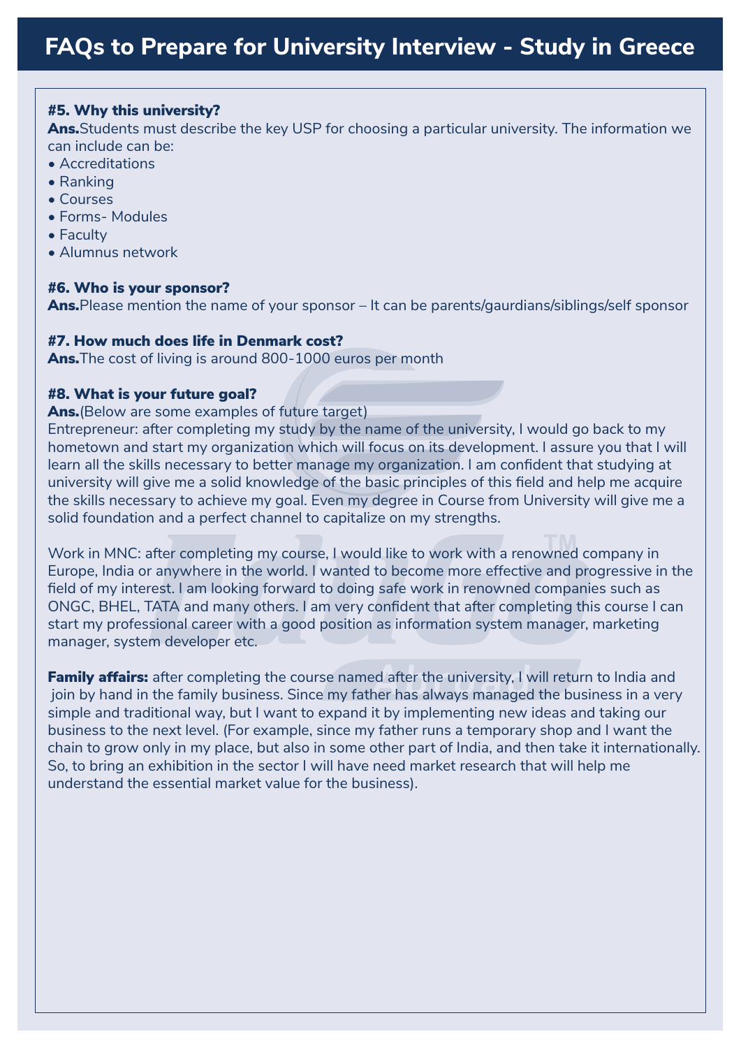# FAQs to Prepare for University Interview - Study in Greece

**#5. Why this university?**

**Ans.**Students must describe the key USP for choosing a particular university. The information we can include can be:

- Accreditations
- Ranking
- Courses
- Forms- Modules
- Faculty
- Alumnus network

**#6. Who is your sponsor?**

**Ans.**Please mention the name of your sponsor – It can be parents/gaurdians/siblings/self sponsor

**#7. How much does life in Denmark cost?**

**Ans.**The cost of living is around 800-1000 euros per month

**#8. What is your future goal?**

**Ans.**(Below are some examples of future target)

Entrepreneur: after completing my study by the name of the university, I would go back to my hometown and start my organization which will focus on its development. I assure you that I will learn all the skills necessary to better manage my organization. I am confident that studying at university will give me a solid knowledge of the basic principles of this field and help me acquire the skills necessary to achieve my goal. Even my degree in Course from University will give me a solid foundation and a perfect channel to capitalize on my strengths.

Work in MNC: after completing my course, I would like to work with a renowned company in Europe, India or anywhere in the world. I wanted to become more effective and progressive in the field of my interest. I am looking forward to doing safe work in renowned companies such as ONGC, BHEL, TATA and many others. I am very confident that after completing this course I can start my professional career with a good position as information system manager, marketing manager, system developer etc.

**Family affairs:** after completing the course named after the university, I will return to India and join by hand in the family business. Since my father has always managed the business in a very simple and traditional way, but I want to expand it by implementing new ideas and taking our business to the next level. (For example, since my father runs a temporary shop and I want the chain to grow only in my place, but also in some other part of India, and then take it internationally. So, to bring an exhibition in the sector I will have need market research that will help me understand the essential market value for the business).